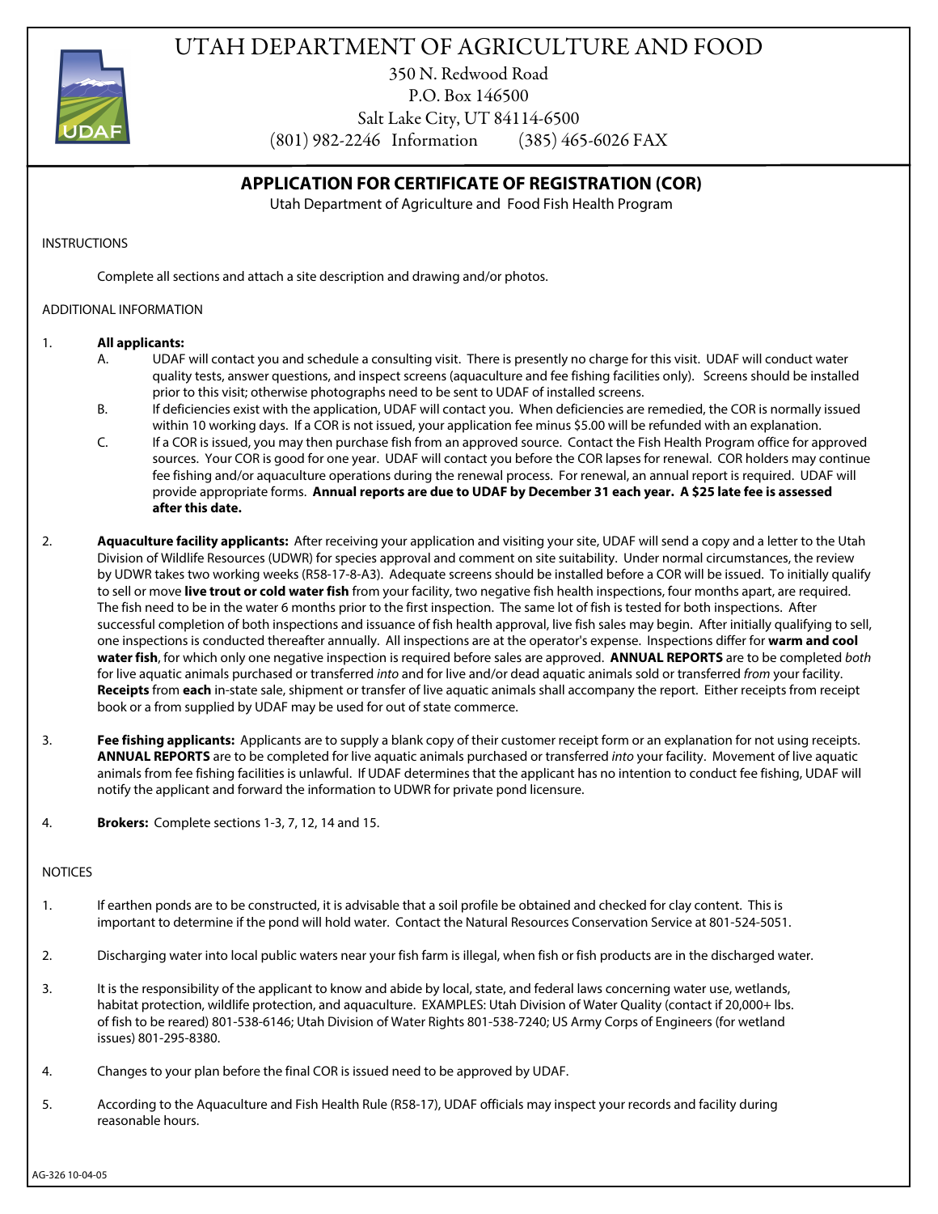# UTAH DEPARTMENT OF AGRICULTURE AND FOOD

350 N. Redwood Road
P.O. Box 146500
Salt Lake City, UT 84114-6500
(801) 982-2246 Information (385) 465-6026 FAX

## APPLICATION FOR CERTIFICATE OF REGISTRATION (COR)

Utah Department of Agriculture and Food Fish Health Program

INSTRUCTIONS

Complete all sections and attach a site description and drawing and/or photos.

ADDITIONAL INFORMATION

1. **All applicants:**
   - A. UDAF will contact you and schedule a consulting visit. There is presently no charge for this visit. UDAF will conduct water quality tests, answer questions, and inspect screens (aquaculture and fee fishing facilities only). Screens should be installed prior to this visit; otherwise photographs need to be sent to UDAF of installed screens.
   - B. If deficiencies exist with the application, UDAF will contact you. When deficiencies are remedied, the COR is normally issued within 10 working days. If a COR is not issued, your application fee minus $5.00 will be refunded with an explanation.
   - C. If a COR is issued, you may then purchase fish from an approved source. Contact the Fish Health Program office for approved sources. Your COR is good for one year. UDAF will contact you before the COR lapses for renewal. COR holders may continue fee fishing and/or aquaculture operations during the renewal process. For renewal, an annual report is required. UDAF will provide appropriate forms. **Annual reports are due to UDAF by December 31 each year. A $25 late fee is assessed after this date.**

2. **Aquaculture facility applicants:** After receiving your application and visiting your site, UDAF will send a copy and a letter to the Utah Division of Wildlife Resources (UDWR) for species approval and comment on site suitability. Under normal circumstances, the review by UDWR takes two working weeks (R58-17-8-A3). Adequate screens should be installed before a COR will be issued. To initially qualify to sell or move **live trout or cold water fish** from your facility, two negative fish health inspections, four months apart, are required. The fish need to be in the water 6 months prior to the first inspection. The same lot of fish is tested for both inspections. After successful completion of both inspections and issuance of fish health approval, live fish sales may begin. After initially qualifying to sell, one inspections is conducted thereafter annually. All inspections are at the operator's expense. Inspections differ for **warm and cool water fish**, for which only one negative inspection is required before sales are approved. **ANNUAL REPORTS** are to be completed *both* for live aquatic animals purchased or transferred *into* and for live and/or dead aquatic animals sold or transferred *from* your facility. **Receipts** from **each** in-state sale, shipment or transfer of live aquatic animals shall accompany the report. Either receipts from receipt book or a from supplied by UDAF may be used for out of state commerce.

3. **Fee fishing applicants:** Applicants are to supply a blank copy of their customer receipt form or an explanation for not using receipts. **ANNUAL REPORTS** are to be completed for live aquatic animals purchased or transferred *into* your facility. Movement of live aquatic animals from fee fishing facilities is unlawful. If UDAF determines that the applicant has no intention to conduct fee fishing, UDAF will notify the applicant and forward the information to UDWR for private pond licensure.

4. **Brokers:** Complete sections 1-3, 7, 12, 14 and 15.

NOTICES

1. If earthen ponds are to be constructed, it is advisable that a soil profile be obtained and checked for clay content. This is important to determine if the pond will hold water. Contact the Natural Resources Conservation Service at 801-524-5051.

2. Discharging water into local public waters near your fish farm is illegal, when fish or fish products are in the discharged water.

3. It is the responsibility of the applicant to know and abide by local, state, and federal laws concerning water use, wetlands, habitat protection, wildlife protection, and aquaculture. EXAMPLES: Utah Division of Water Quality (contact if 20,000+ lbs. of fish to be reared) 801-538-6146; Utah Division of Water Rights 801-538-7240; US Army Corps of Engineers (for wetland issues) 801-295-8380.

4. Changes to your plan before the final COR is issued need to be approved by UDAF.

5. According to the Aquaculture and Fish Health Rule (R58-17), UDAF officials may inspect your records and facility during reasonable hours.

AG-326 10-04-05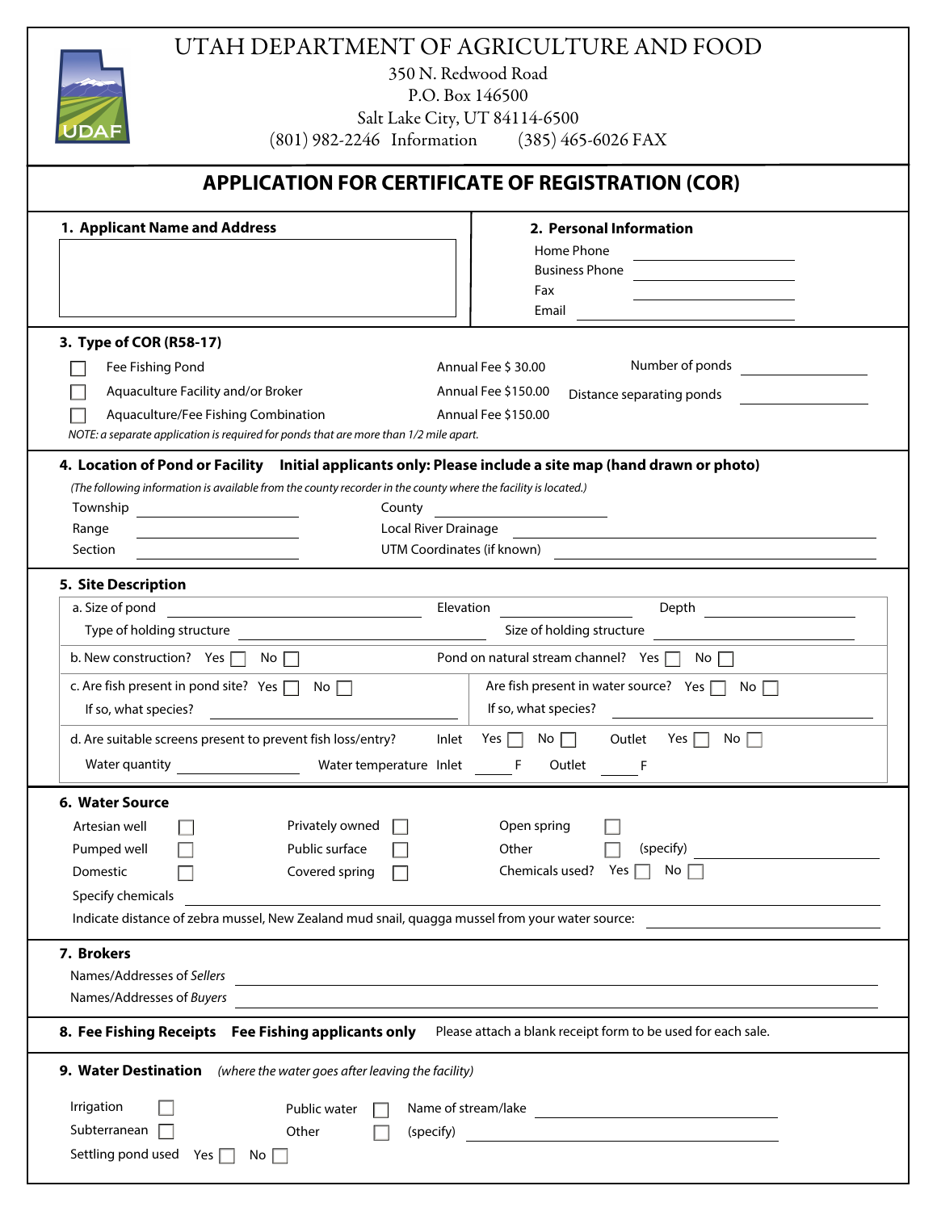# UTAH DEPARTMENT OF AGRICULTURE AND FOOD

350 N. Redwood Road
P.O. Box 146500
Salt Lake City, UT 84114-6500
(801) 982-2246 Information (385) 465-6026 FAX

## APPLICATION FOR CERTIFICATE OF REGISTRATION (COR)

### 1. Applicant Name and Address

______________________________

### 2. Personal Information

Home Phone ______________
Business Phone ______________
Fax ______________
Email ______________

### 3. Type of COR (R58-17)

☐ Fee Fishing Pond — Annual Fee $ 30.00
☐ Aquaculture Facility and/or Broker — Annual Fee $150.00
☐ Aquaculture/Fee Fishing Combination — Annual Fee $150.00

Number of ponds ______________
Distance separating ponds ______________

*NOTE: a separate application is required for ponds that are more than 1/2 mile apart.*

### 4. Location of Pond or Facility **Initial applicants only: Please include a site map (hand drawn or photo)**

*(The following information is available from the county recorder in the county where the facility is located.)*

Township ______________ County ______________
Range ______________ Local River Drainage ______________
Section ______________ UTM Coordinates (if known) ______________

### 5. Site Description

a. Size of pond ______________ Elevation ______________ Depth ______________
Type of holding structure ______________ Size of holding structure ______________

b. New construction? Yes ☐ No ☐ Pond on natural stream channel? Yes ☐ No ☐

c. Are fish present in pond site? Yes ☐ No ☐ If so, what species? ______________
Are fish present in water source? Yes ☐ No ☐ If so, what species? ______________

d. Are suitable screens present to prevent fish loss/entry? Inlet Yes ☐ No ☐ Outlet Yes ☐ No ☐
Water quantity ______________ Water temperature Inlet ______ F Outlet ______ F

### 6. Water Source

Artesian well ☐ Privately owned ☐ Open spring ☐
Pumped well ☐ Public surface ☐ Other ☐ (specify) ______________
Domestic ☐ Covered spring ☐ Chemicals used? Yes ☐ No ☐

Specify chemicals ______________

Indicate distance of zebra mussel, New Zealand mud snail, quagga mussel from your water source: ______________

### 7. Brokers

Names/Addresses of *Sellers* ______________
Names/Addresses of *Buyers* ______________

### 8. Fee Fishing Receipts **Fee Fishing applicants only** Please attach a blank receipt form to be used for each sale.

### 9. Water Destination *(where the water goes after leaving the facility)*

Irrigation ☐ Public water ☐ Name of stream/lake ______________
Subterranean ☐ Other ☐ (specify) ______________
Settling pond used Yes ☐ No ☐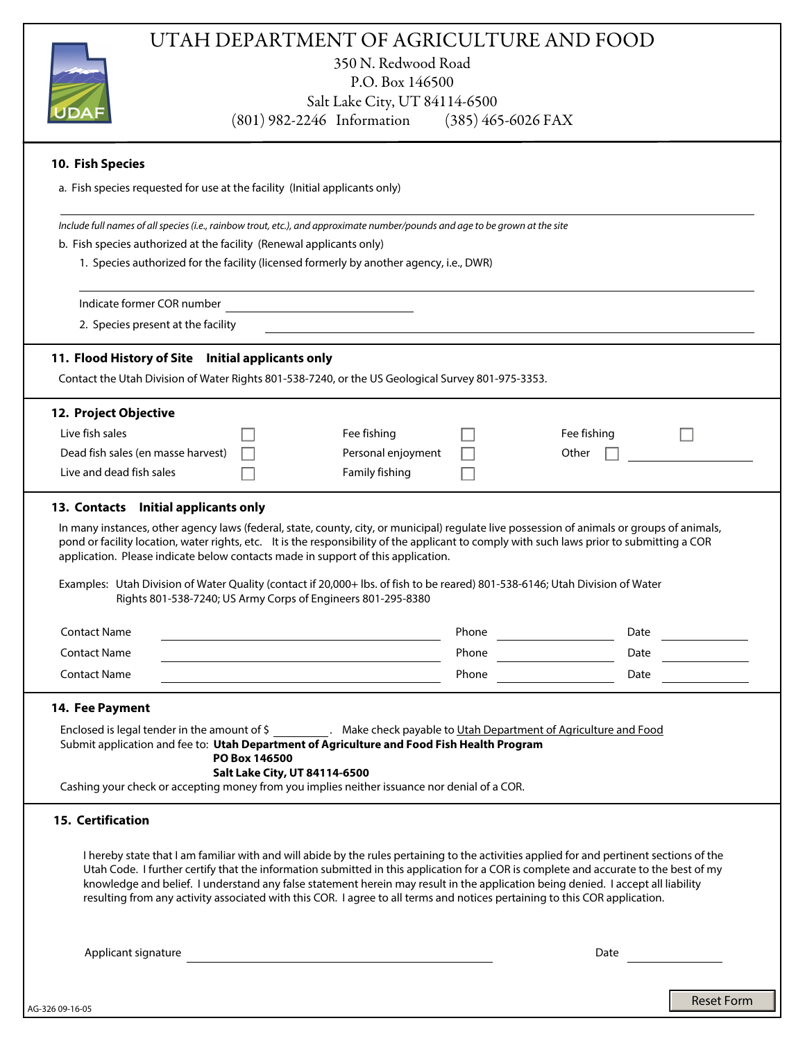# UTAH DEPARTMENT OF AGRICULTURE AND FOOD

350 N. Redwood Road
P.O. Box 146500
Salt Lake City, UT 84114-6500
(801) 982-2246 Information (385) 465-6026 FAX

## 10. Fish Species

a. Fish species requested for use at the facility (Initial applicants only)

______________________________________________

*Include full names of all species (i.e., rainbow trout, etc.), and approximate number/pounds and age to be grown at the site*

b. Fish species authorized at the facility (Renewal applicants only)

1. Species authorized for the facility (licensed formerly by another agency, i.e., DWR)

______________________________________________

Indicate former COR number ____________________

2. Species present at the facility ____________________

## 11. Flood History of Site **Initial applicants only**

Contact the Utah Division of Water Rights 801-538-7240, or the US Geological Survey 801-975-3353.

## 12. Project Objective

| | | | | | |
|---|---|---|---|---|---|
| Live fish sales | ☐ | Fee fishing | ☐ | Fee fishing | ☐ |
| Dead fish sales (en masse harvest) | ☐ | Personal enjoyment | ☐ | Other | ☐ ____________ |
| Live and dead fish sales | ☐ | Family fishing | ☐ | | |

## 13. Contacts **Initial applicants only**

In many instances, other agency laws (federal, state, county, city, or municipal) regulate live possession of animals or groups of animals, pond or facility location, water rights, etc. It is the responsibility of the applicant to comply with such laws prior to submitting a COR application. Please indicate below contacts made in support of this application.

Examples: Utah Division of Water Quality (contact if 20,000+ lbs. of fish to be reared) 801-538-6146; Utah Division of Water Rights 801-538-7240; US Army Corps of Engineers 801-295-8380

| | | | | | |
|---|---|---|---|---|---|
| Contact Name | | Phone | | Date | |
| Contact Name | | Phone | | Date | |
| Contact Name | | Phone | | Date | |

## 14. Fee Payment

Enclosed is legal tender in the amount of $ ________. Make check payable to Utah Department of Agriculture and Food

Submit application and fee to: **Utah Department of Agriculture and Food Fish Health Program**
**PO Box 146500**
**Salt Lake City, UT 84114-6500**

Cashing your check or accepting money from you implies neither issuance nor denial of a COR.

## 15. Certification

I hereby state that I am familiar with and will abide by the rules pertaining to the activities applied for and pertinent sections of the Utah Code. I further certify that the information submitted in this application for a COR is complete and accurate to the best of my knowledge and belief. I understand any false statement herein may result in the application being denied. I accept all liability resulting from any activity associated with this COR. I agree to all terms and notices pertaining to this COR application.

Applicant signature ______________________________ Date ____________

AG-326 09-16-05

Reset Form